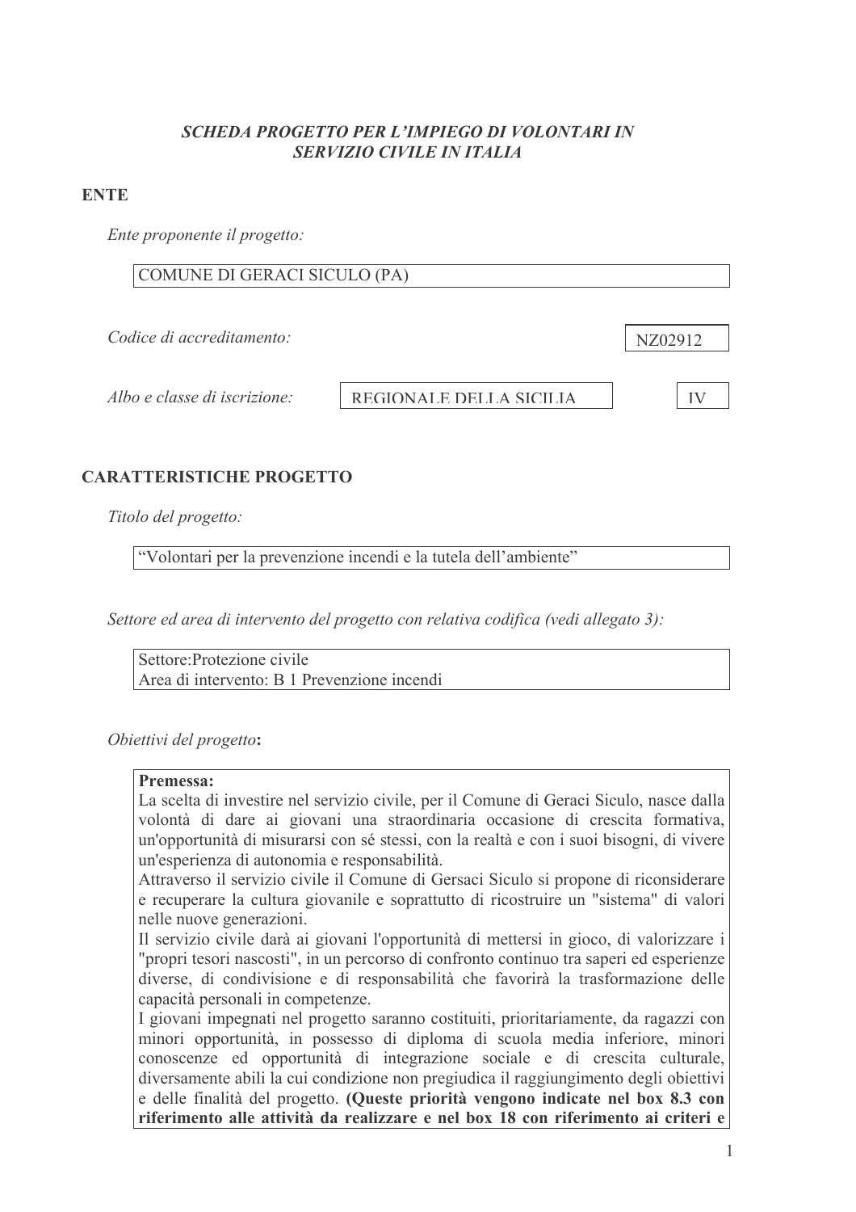*SCHEDA PROGETTO PER L'IMPIEGO DI VOLONTARI IN SERVIZIO CIVILE IN ITALIA*

**ENTE**

*Ente proponente il progetto:*

COMUNE DI GERACI SICULO (PA)

*Codice di accreditamento:* NZ02912

*Albo e classe di iscrizione:* REGIONALE DELLA SICILIA IV

**CARATTERISTICHE PROGETTO**

*Titolo del progetto:*

"Volontari per la prevenzione incendi e la tutela dell'ambiente"

*Settore ed area di intervento del progetto con relativa codifica (vedi allegato 3):*

Settore:Protezione civile
Area di intervento: B 1 Prevenzione incendi

*Obiettivi del progetto*:

**Premessa:**
La scelta di investire nel servizio civile, per il Comune di Geraci Siculo, nasce dalla volontà di dare ai giovani una straordinaria occasione di crescita formativa, un'opportunità di misurarsi con sé stessi, con la realtà e con i suoi bisogni, di vivere un'esperienza di autonomia e responsabilità.
Attraverso il servizio civile il Comune di Gersaci Siculo si propone di riconsiderare e recuperare la cultura giovanile e soprattutto di ricostruire un "sistema" di valori nelle nuove generazioni.
Il servizio civile darà ai giovani l'opportunità di mettersi in gioco, di valorizzare i "propri tesori nascosti", in un percorso di confronto continuo tra saperi ed esperienze diverse, di condivisione e di responsabilità che favorirà la trasformazione delle capacità personali in competenze.
I giovani impegnati nel progetto saranno costituiti, prioritariamente, da ragazzi con minori opportunità, in possesso di diploma di scuola media inferiore, minori conoscenze ed opportunità di integrazione sociale e di crescita culturale, diversamente abili la cui condizione non pregiudica il raggiungimento degli obiettivi e delle finalità del progetto. **(Queste priorità vengono indicate nel box 8.3 con riferimento alle attività da realizzare e nel box 18 con riferimento ai criteri e**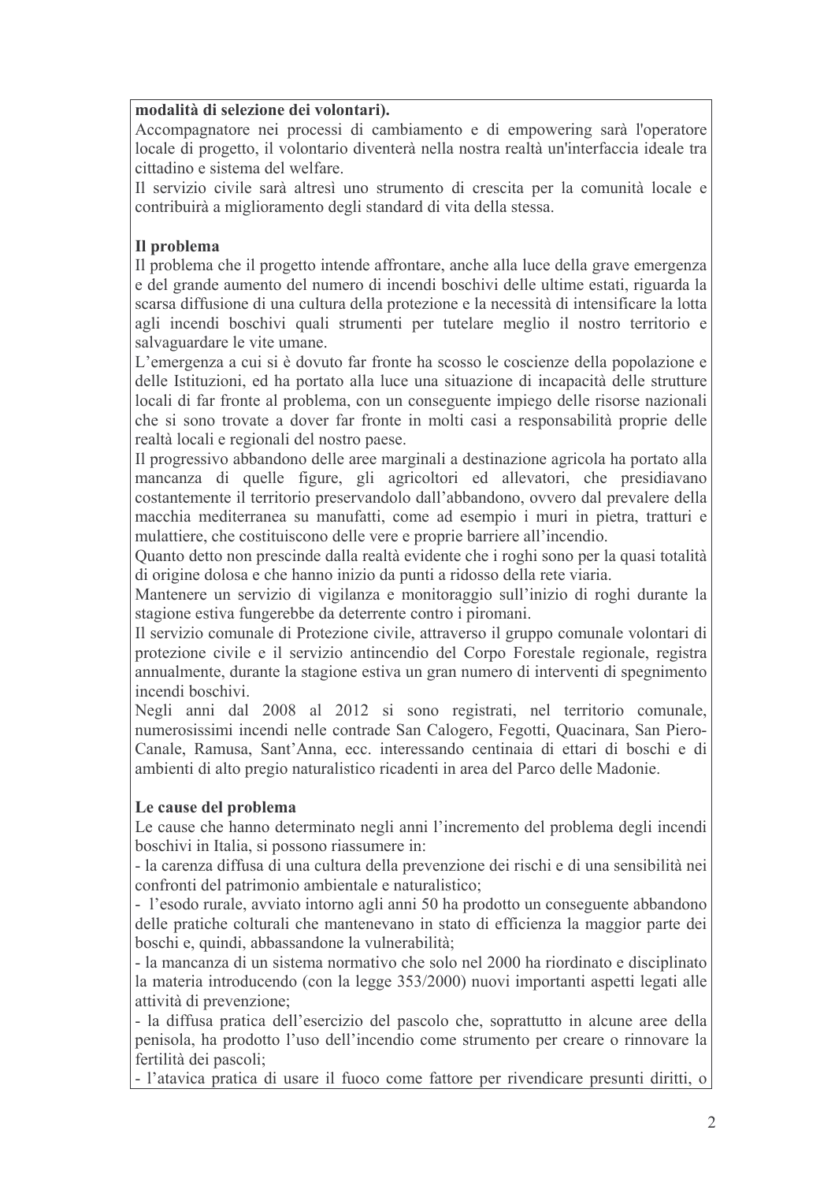**modalità di selezione dei volontari).**

Accompagnatore nei processi di cambiamento e di empowering sarà l'operatore locale di progetto, il volontario diventerà nella nostra realtà un'interfaccia ideale tra cittadino e sistema del welfare.

Il servizio civile sarà altresì uno strumento di crescita per la comunità locale e contribuirà a miglioramento degli standard di vita della stessa.

**Il problema**

Il problema che il progetto intende affrontare, anche alla luce della grave emergenza e del grande aumento del numero di incendi boschivi delle ultime estati, riguarda la scarsa diffusione di una cultura della protezione e la necessità di intensificare la lotta agli incendi boschivi quali strumenti per tutelare meglio il nostro territorio e salvaguardare le vite umane.

L'emergenza a cui si è dovuto far fronte ha scosso le coscienze della popolazione e delle Istituzioni, ed ha portato alla luce una situazione di incapacità delle strutture locali di far fronte al problema, con un conseguente impiego delle risorse nazionali che si sono trovate a dover far fronte in molti casi a responsabilità proprie delle realtà locali e regionali del nostro paese.

Il progressivo abbandono delle aree marginali a destinazione agricola ha portato alla mancanza di quelle figure, gli agricoltori ed allevatori, che presidiavano costantemente il territorio preservandolo dall'abbandono, ovvero dal prevalere della macchia mediterranea su manufatti, come ad esempio i muri in pietra, tratturi e mulattiere, che costituiscono delle vere e proprie barriere all'incendio.

Quanto detto non prescinde dalla realtà evidente che i roghi sono per la quasi totalità di origine dolosa e che hanno inizio da punti a ridosso della rete viaria.

Mantenere un servizio di vigilanza e monitoraggio sull'inizio di roghi durante la stagione estiva fungerebbe da deterrente contro i piromani.

Il servizio comunale di Protezione civile, attraverso il gruppo comunale volontari di protezione civile e il servizio antincendio del Corpo Forestale regionale, registra annualmente, durante la stagione estiva un gran numero di interventi di spegnimento incendi boschivi.

Negli anni dal 2008 al 2012 si sono registrati, nel territorio comunale, numerosissimi incendi nelle contrade San Calogero, Fegotti, Quacinara, San Piero-Canale, Ramusa, Sant'Anna, ecc. interessando centinaia di ettari di boschi e di ambienti di alto pregio naturalistico ricadenti in area del Parco delle Madonie.

**Le cause del problema**

Le cause che hanno determinato negli anni l'incremento del problema degli incendi boschivi in Italia, si possono riassumere in:

- la carenza diffusa di una cultura della prevenzione dei rischi e di una sensibilità nei confronti del patrimonio ambientale e naturalistico;
- l'esodo rurale, avviato intorno agli anni 50 ha prodotto un conseguente abbandono delle pratiche colturali che mantenevano in stato di efficienza la maggior parte dei boschi e, quindi, abbassandone la vulnerabilità;
- la mancanza di un sistema normativo che solo nel 2000 ha riordinato e disciplinato la materia introducendo (con la legge 353/2000) nuovi importanti aspetti legati alle attività di prevenzione;
- la diffusa pratica dell'esercizio del pascolo che, soprattutto in alcune aree della penisola, ha prodotto l'uso dell'incendio come strumento per creare o rinnovare la fertilità dei pascoli;
- l'atavica pratica di usare il fuoco come fattore per rivendicare presunti diritti, o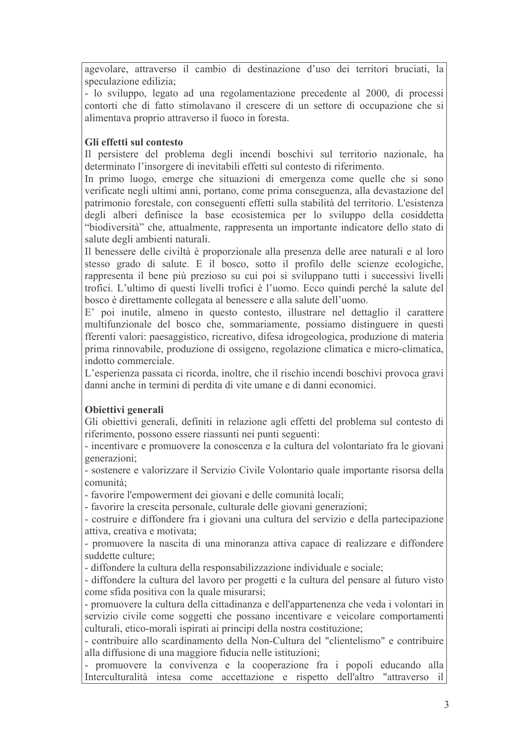agevolare, attraverso il cambio di destinazione d'uso dei territori bruciati, la speculazione edilizia;

- lo sviluppo, legato ad una regolamentazione precedente al 2000, di processi contorti che di fatto stimolavano il crescere di un settore di occupazione che si alimentava proprio attraverso il fuoco in foresta.

**Gli effetti sul contesto**

Il persistere del problema degli incendi boschivi sul territorio nazionale, ha determinato l'insorgere di inevitabili effetti sul contesto di riferimento.

In primo luogo, emerge che situazioni di emergenza come quelle che si sono verificate negli ultimi anni, portano, come prima conseguenza, alla devastazione del patrimonio forestale, con conseguenti effetti sulla stabilità del territorio. L'esistenza degli alberi definisce la base ecosistemica per lo sviluppo della cosiddetta "biodiversità" che, attualmente, rappresenta un importante indicatore dello stato di salute degli ambienti naturali.

Il benessere delle civiltà è proporzionale alla presenza delle aree naturali e al loro stesso grado di salute. E il bosco, sotto il profilo delle scienze ecologiche, rappresenta il bene più prezioso su cui poi si sviluppano tutti i successivi livelli trofici. L'ultimo di questi livelli trofici è l'uomo. Ecco quindi perché la salute del bosco è direttamente collegata al benessere e alla salute dell'uomo.

E' poi inutile, almeno in questo contesto, illustrare nel dettaglio il carattere multifunzionale del bosco che, sommariamente, possiamo distinguere in questi fferenti valori: paesaggistico, ricreativo, difesa idrogeologica, produzione di materia prima rinnovabile, produzione di ossigeno, regolazione climatica e micro-climatica, indotto commerciale.

L'esperienza passata ci ricorda, inoltre, che il rischio incendi boschivi provoca gravi danni anche in termini di perdita di vite umane e di danni economici.

**Obiettivi generali**

Gli obiettivi generali, definiti in relazione agli effetti del problema sul contesto di riferimento, possono essere riassunti nei punti seguenti:

- incentivare e promuovere la conoscenza e la cultura del volontariato fra le giovani generazioni;
- sostenere e valorizzare il Servizio Civile Volontario quale importante risorsa della comunità;
- favorire l'empowerment dei giovani e delle comunità locali;
- favorire la crescita personale, culturale delle giovani generazioni;
- costruire e diffondere fra i giovani una cultura del servizio e della partecipazione attiva, creativa e motivata;
- promuovere la nascita di una minoranza attiva capace di realizzare e diffondere suddette culture;
- diffondere la cultura della responsabilizzazione individuale e sociale;
- diffondere la cultura del lavoro per progetti e la cultura del pensare al futuro visto come sfida positiva con la quale misurarsi;
- promuovere la cultura della cittadinanza e dell'appartenenza che veda i volontari in servizio civile come soggetti che possano incentivare e veicolare comportamenti culturali, etico-morali ispirati ai principi della nostra costituzione;
- contribuire allo scardinamento della Non-Cultura del "clientelismo" e contribuire alla diffusione di una maggiore fiducia nelle istituzioni;
- promuovere la convivenza e la cooperazione fra i popoli educando alla Interculturalità intesa come accettazione e rispetto dell'altro "attraverso il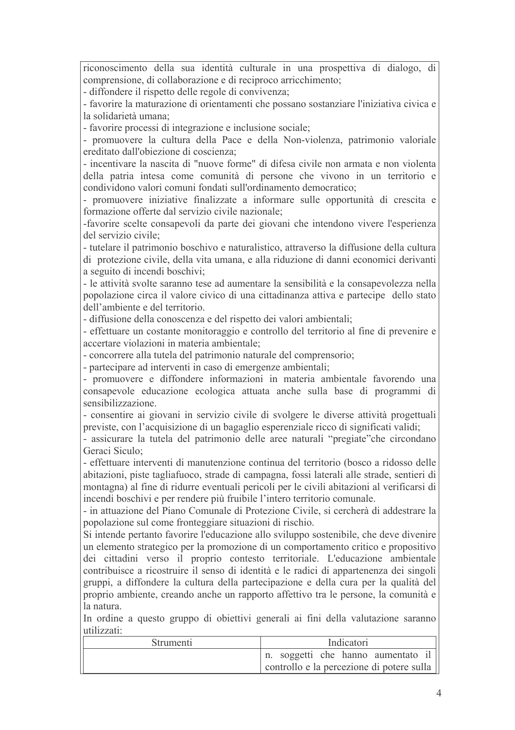riconoscimento della sua identità culturale in una prospettiva di dialogo, di comprensione, di collaborazione e di reciproco arricchimento;

- diffondere il rispetto delle regole di convivenza;
- favorire la maturazione di orientamenti che possano sostanziare l'iniziativa civica e la solidarietà umana;
- favorire processi di integrazione e inclusione sociale;
- promuovere la cultura della Pace e della Non-violenza, patrimonio valoriale ereditato dall'obiezione di coscienza;
- incentivare la nascita di "nuove forme" di difesa civile non armata e non violenta della patria intesa come comunità di persone che vivono in un territorio e condividono valori comuni fondati sull'ordinamento democratico;
- promuovere iniziative finalizzate a informare sulle opportunità di crescita e formazione offerte dal servizio civile nazionale;
- favorire scelte consapevoli da parte dei giovani che intendono vivere l'esperienza del servizio civile;
- tutelare il patrimonio boschivo e naturalistico, attraverso la diffusione della cultura di protezione civile, della vita umana, e alla riduzione di danni economici derivanti a seguito di incendi boschivi;
- le attività svolte saranno tese ad aumentare la sensibilità e la consapevolezza nella popolazione circa il valore civico di una cittadinanza attiva e partecipe dello stato dell'ambiente e del territorio.
- diffusione della conoscenza e del rispetto dei valori ambientali;
- effettuare un costante monitoraggio e controllo del territorio al fine di prevenire e accertare violazioni in materia ambientale;
- concorrere alla tutela del patrimonio naturale del comprensorio;
- partecipare ad interventi in caso di emergenze ambientali;
- promuovere e diffondere informazioni in materia ambientale favorendo una consapevole educazione ecologica attuata anche sulla base di programmi di sensibilizzazione.
- consentire ai giovani in servizio civile di svolgere le diverse attività progettuali previste, con l'acquisizione di un bagaglio esperenziale ricco di significati validi;
- assicurare la tutela del patrimonio delle aree naturali "pregiate"che circondano Geraci Siculo;
- effettuare interventi di manutenzione continua del territorio (bosco a ridosso delle abitazioni, piste tagliafuoco, strade di campagna, fossi laterali alle strade, sentieri di montagna) al fine di ridurre eventuali pericoli per le civili abitazioni al verificarsi di incendi boschivi e per rendere più fruibile l'intero territorio comunale.
- in attuazione del Piano Comunale di Protezione Civile, si cercherà di addestrare la popolazione sul come fronteggiare situazioni di rischio.

Si intende pertanto favorire l'educazione allo sviluppo sostenibile, che deve divenire un elemento strategico per la promozione di un comportamento critico e propositivo dei cittadini verso il proprio contesto territoriale. L'educazione ambientale contribuisce a ricostruire il senso di identità e le radici di appartenenza dei singoli gruppi, a diffondere la cultura della partecipazione e della cura per la qualità del proprio ambiente, creando anche un rapporto affettivo tra le persone, la comunità e la natura.

In ordine a questo gruppo di obiettivi generali ai fini della valutazione saranno utilizzati:

| Strumenti | Indicatori |
|---|---|
| | n. soggetti che hanno aumentato il controllo e la percezione di potere sulla |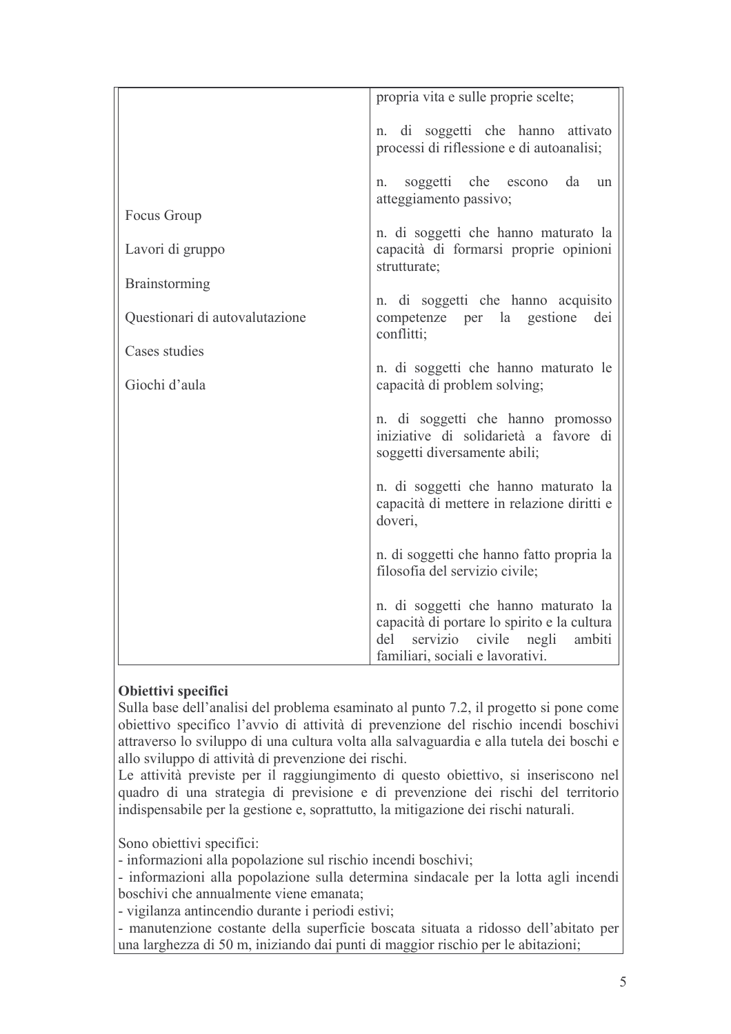| | |
|---|---|
| Focus Group<br><br>Lavori di gruppo<br><br>Brainstorming<br><br>Questionari di autovalutazione<br><br>Cases studies<br><br>Giochi d'aula | propria vita e sulle proprie scelte;<br><br>n. di soggetti che hanno attivato processi di riflessione e di autoanalisi;<br><br>n. soggetti che escono da un atteggiamento passivo;<br><br>n. di soggetti che hanno maturato la capacità di formarsi proprie opinioni strutturate;<br><br>n. di soggetti che hanno acquisito competenze per la gestione dei conflitti;<br><br>n. di soggetti che hanno maturato le capacità di problem solving;<br><br>n. di soggetti che hanno promosso iniziative di solidarietà a favore di soggetti diversamente abili;<br><br>n. di soggetti che hanno maturato la capacità di mettere in relazione diritti e doveri,<br><br>n. di soggetti che hanno fatto propria la filosofia del servizio civile;<br><br>n. di soggetti che hanno maturato la capacità di portare lo spirito e la cultura del servizio civile negli ambiti familiari, sociali e lavorativi. |

**Obiettivi specifici**

Sulla base dell'analisi del problema esaminato al punto 7.2, il progetto si pone come obiettivo specifico l'avvio di attività di prevenzione del rischio incendi boschivi attraverso lo sviluppo di una cultura volta alla salvaguardia e alla tutela dei boschi e allo sviluppo di attività di prevenzione dei rischi.

Le attività previste per il raggiungimento di questo obiettivo, si inseriscono nel quadro di una strategia di previsione e di prevenzione dei rischi del territorio indispensabile per la gestione e, soprattutto, la mitigazione dei rischi naturali.

Sono obiettivi specifici:

- informazioni alla popolazione sul rischio incendi boschivi;
- informazioni alla popolazione sulla determina sindacale per la lotta agli incendi boschivi che annualmente viene emanata;
- vigilanza antincendio durante i periodi estivi;
- manutenzione costante della superficie boscata situata a ridosso dell'abitato per una larghezza di 50 m, iniziando dai punti di maggior rischio per le abitazioni;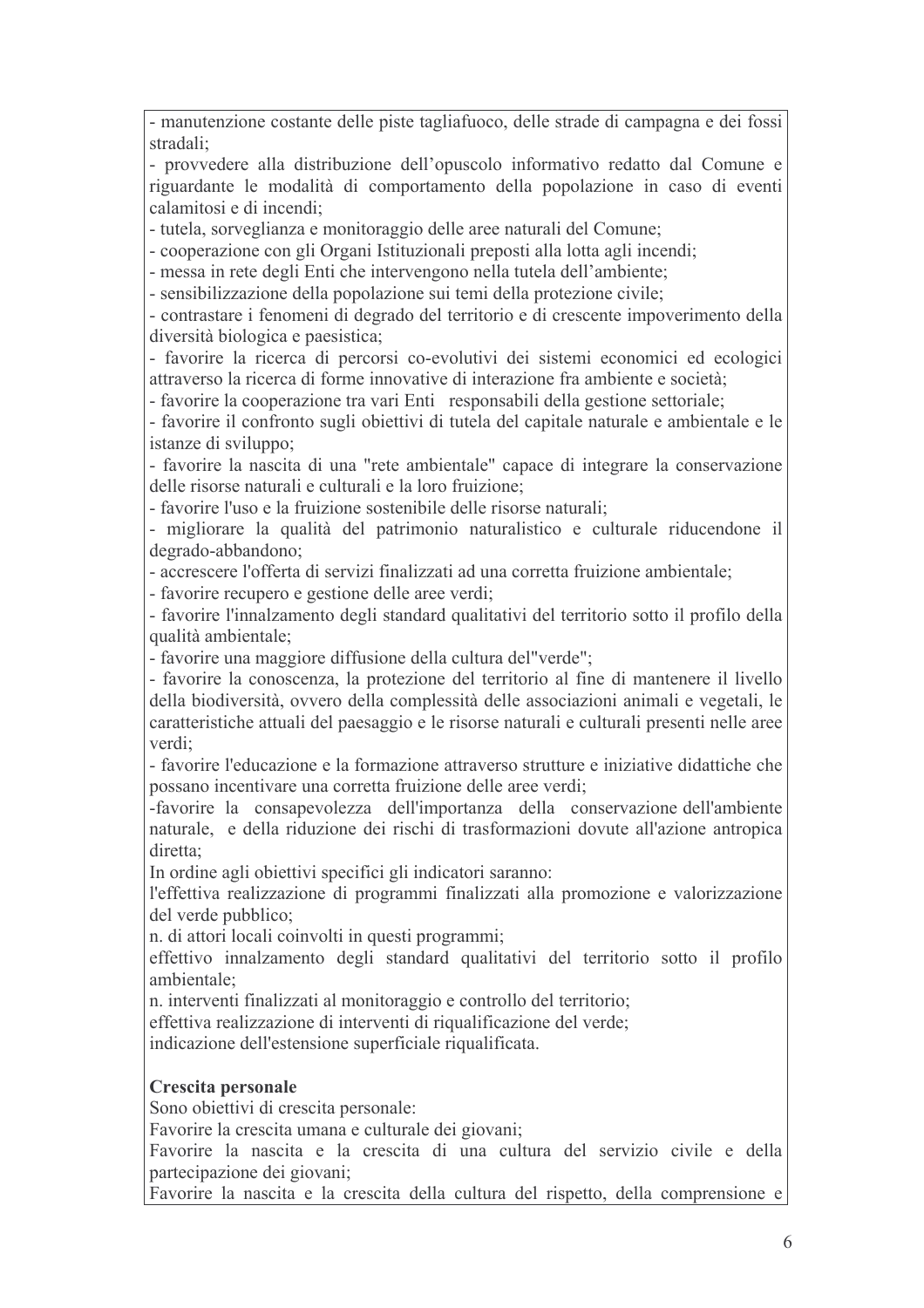- manutenzione costante delle piste tagliafuoco, delle strade di campagna e dei fossi stradali;
- provvedere alla distribuzione dell'opuscolo informativo redatto dal Comune e riguardante le modalità di comportamento della popolazione in caso di eventi calamitosi e di incendi;
- tutela, sorveglianza e monitoraggio delle aree naturali del Comune;
- cooperazione con gli Organi Istituzionali preposti alla lotta agli incendi;
- messa in rete degli Enti che intervengono nella tutela dell'ambiente;
- sensibilizzazione della popolazione sui temi della protezione civile;
- contrastare i fenomeni di degrado del territorio e di crescente impoverimento della diversità biologica e paesistica;
- favorire la ricerca di percorsi co-evolutivi dei sistemi economici ed ecologici attraverso la ricerca di forme innovative di interazione fra ambiente e società;
- favorire la cooperazione tra vari Enti responsabili della gestione settoriale;
- favorire il confronto sugli obiettivi di tutela del capitale naturale e ambientale e le istanze di sviluppo;
- favorire la nascita di una "rete ambientale" capace di integrare la conservazione delle risorse naturali e culturali e la loro fruizione;
- favorire l'uso e la fruizione sostenibile delle risorse naturali;
- migliorare la qualità del patrimonio naturalistico e culturale riducendone il degrado-abbandono;
- accrescere l'offerta di servizi finalizzati ad una corretta fruizione ambientale;
- favorire recupero e gestione delle aree verdi;
- favorire l'innalzamento degli standard qualitativi del territorio sotto il profilo della qualità ambientale;
- favorire una maggiore diffusione della cultura del"verde";
- favorire la conoscenza, la protezione del territorio al fine di mantenere il livello della biodiversità, ovvero della complessità delle associazioni animali e vegetali, le caratteristiche attuali del paesaggio e le risorse naturali e culturali presenti nelle aree verdi;
- favorire l'educazione e la formazione attraverso strutture e iniziative didattiche che possano incentivare una corretta fruizione delle aree verdi;
-favorire la consapevolezza dell'importanza della conservazione dell'ambiente naturale, e della riduzione dei rischi di trasformazioni dovute all'azione antropica diretta;

In ordine agli obiettivi specifici gli indicatori saranno:
l'effettiva realizzazione di programmi finalizzati alla promozione e valorizzazione del verde pubblico;
n. di attori locali coinvolti in questi programmi;
effettivo innalzamento degli standard qualitativi del territorio sotto il profilo ambientale;
n. interventi finalizzati al monitoraggio e controllo del territorio;
effettiva realizzazione di interventi di riqualificazione del verde;
indicazione dell'estensione superficiale riqualificata.

**Crescita personale**

Sono obiettivi di crescita personale:
Favorire la crescita umana e culturale dei giovani;
Favorire la nascita e la crescita di una cultura del servizio civile e della partecipazione dei giovani;
Favorire la nascita e la crescita della cultura del rispetto, della comprensione e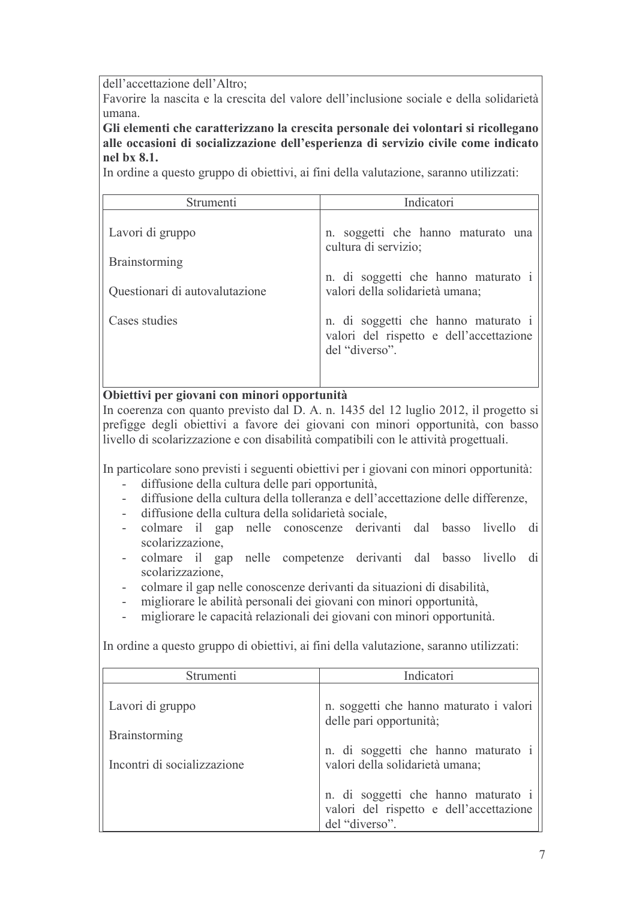dell'accettazione dell'Altro;
Favorire la nascita e la crescita del valore dell'inclusione sociale e della solidarietà umana.

**Gli elementi che caratterizzano la crescita personale dei volontari si ricollegano alle occasioni di socializzazione dell'esperienza di servizio civile come indicato nel bx 8.1.**

In ordine a questo gruppo di obiettivi, ai fini della valutazione, saranno utilizzati:

| Strumenti | Indicatori |
|---|---|
| Lavori di gruppo<br><br>Brainstorming<br><br>Questionari di autovalutazione<br><br>Cases studies | n. soggetti che hanno maturato una cultura di servizio;<br><br>n. di soggetti che hanno maturato i valori della solidarietà umana;<br><br>n. di soggetti che hanno maturato i valori del rispetto e dell'accettazione del "diverso". |

**Obiettivi per giovani con minori opportunità**

In coerenza con quanto previsto dal D. A. n. 1435 del 12 luglio 2012, il progetto si prefigge degli obiettivi a favore dei giovani con minori opportunità, con basso livello di scolarizzazione e con disabilità compatibili con le attività progettuali.

In particolare sono previsti i seguenti obiettivi per i giovani con minori opportunità:

- diffusione della cultura delle pari opportunità,
- diffusione della cultura della tolleranza e dell'accettazione delle differenze,
- diffusione della cultura della solidarietà sociale,
- colmare il gap nelle conoscenze derivanti dal basso livello di scolarizzazione,
- colmare il gap nelle competenze derivanti dal basso livello di scolarizzazione,
- colmare il gap nelle conoscenze derivanti da situazioni di disabilità,
- migliorare le abilità personali dei giovani con minori opportunità,
- migliorare le capacità relazionali dei giovani con minori opportunità.

In ordine a questo gruppo di obiettivi, ai fini della valutazione, saranno utilizzati:

| Strumenti | Indicatori |
|---|---|
| Lavori di gruppo<br><br>Brainstorming<br><br>Incontri di socializzazione | n. soggetti che hanno maturato i valori delle pari opportunità;<br><br>n. di soggetti che hanno maturato i valori della solidarietà umana;<br><br>n. di soggetti che hanno maturato i valori del rispetto e dell'accettazione del "diverso". |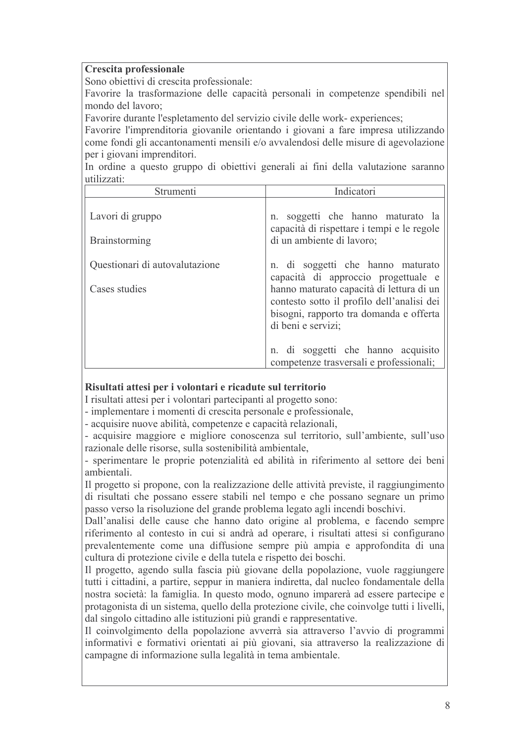**Crescita professionale**

Sono obiettivi di crescita professionale:

Favorire la trasformazione delle capacità personali in competenze spendibili nel mondo del lavoro;

Favorire durante l'espletamento del servizio civile delle work- experiences;

Favorire l'imprenditoria giovanile orientando i giovani a fare impresa utilizzando come fondi gli accantonamenti mensili e/o avvalendosi delle misure di agevolazione per i giovani imprenditori.

In ordine a questo gruppo di obiettivi generali ai fini della valutazione saranno utilizzati:

| Strumenti | Indicatori |
| --- | --- |
| Lavori di gruppo<br><br>Brainstorming<br><br>Questionari di autovalutazione<br><br>Cases studies | n. soggetti che hanno maturato la capacità di rispettare i tempi e le regole di un ambiente di lavoro;<br><br>n. di soggetti che hanno maturato capacità di approccio progettuale e hanno maturato capacità di lettura di un contesto sotto il profilo dell'analisi dei bisogni, rapporto tra domanda e offerta di beni e servizi;<br><br>n. di soggetti che hanno acquisito competenze trasversali e professionali; |

**Risultati attesi per i volontari e ricadute sul territorio**

I risultati attesi per i volontari partecipanti al progetto sono:

- implementare i momenti di crescita personale e professionale,
- acquisire nuove abilità, competenze e capacità relazionali,
- acquisire maggiore e migliore conoscenza sul territorio, sull'ambiente, sull'uso razionale delle risorse, sulla sostenibilità ambientale,
- sperimentare le proprie potenzialità ed abilità in riferimento al settore dei beni ambientali.

Il progetto si propone, con la realizzazione delle attività previste, il raggiungimento di risultati che possano essere stabili nel tempo e che possano segnare un primo passo verso la risoluzione del grande problema legato agli incendi boschivi.

Dall'analisi delle cause che hanno dato origine al problema, e facendo sempre riferimento al contesto in cui si andrà ad operare, i risultati attesi si configurano prevalentemente come una diffusione sempre più ampia e approfondita di una cultura di protezione civile e della tutela e rispetto dei boschi.

Il progetto, agendo sulla fascia più giovane della popolazione, vuole raggiungere tutti i cittadini, a partire, seppur in maniera indiretta, dal nucleo fondamentale della nostra società: la famiglia. In questo modo, ognuno imparerà ad essere partecipe e protagonista di un sistema, quello della protezione civile, che coinvolge tutti i livelli, dal singolo cittadino alle istituzioni più grandi e rappresentative.

Il coinvolgimento della popolazione avverrà sia attraverso l'avvio di programmi informativi e formativi orientati ai più giovani, sia attraverso la realizzazione di campagne di informazione sulla legalità in tema ambientale.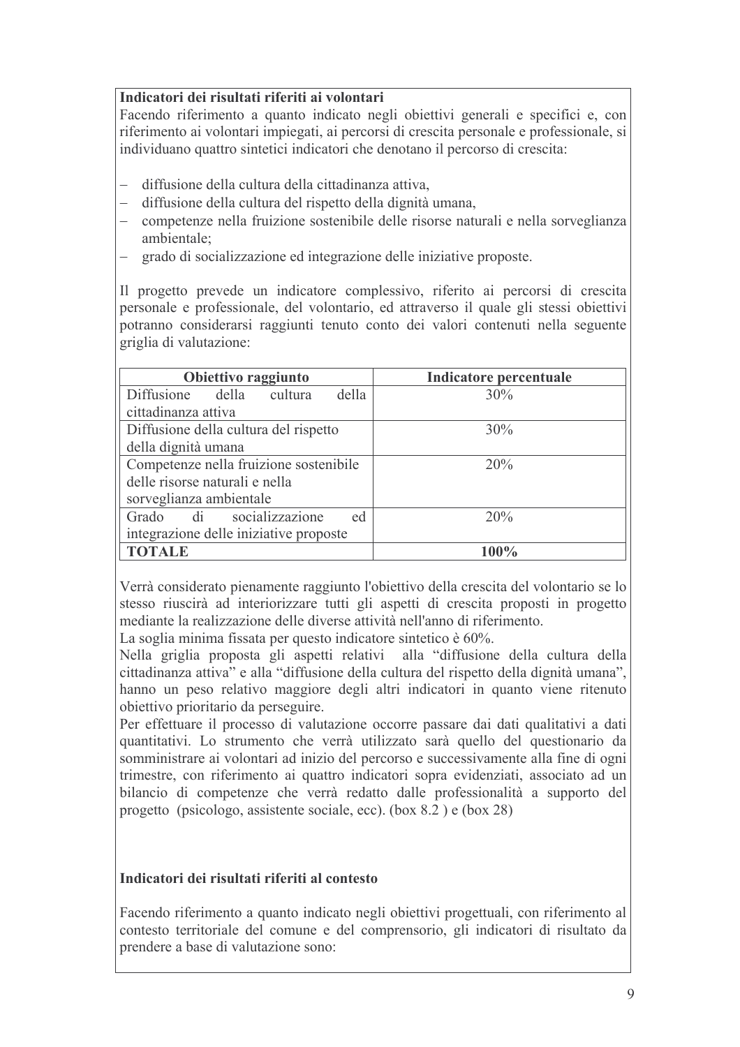**Indicatori dei risultati riferiti ai volontari**

Facendo riferimento a quanto indicato negli obiettivi generali e specifici e, con riferimento ai volontari impiegati, ai percorsi di crescita personale e professionale, si individuano quattro sintetici indicatori che denotano il percorso di crescita:

- diffusione della cultura della cittadinanza attiva,
- diffusione della cultura del rispetto della dignità umana,
- competenze nella fruizione sostenibile delle risorse naturali e nella sorveglianza ambientale;
- grado di socializzazione ed integrazione delle iniziative proposte.

Il progetto prevede un indicatore complessivo, riferito ai percorsi di crescita personale e professionale, del volontario, ed attraverso il quale gli stessi obiettivi potranno considerarsi raggiunti tenuto conto dei valori contenuti nella seguente griglia di valutazione:

| Obiettivo raggiunto | Indicatore percentuale |
|---|---|
| Diffusione della cultura della cittadinanza attiva | 30% |
| Diffusione della cultura del rispetto della dignità umana | 30% |
| Competenze nella fruizione sostenibile delle risorse naturali e nella sorveglianza ambientale | 20% |
| Grado di socializzazione ed integrazione delle iniziative proposte | 20% |
| **TOTALE** | **100%** |

Verrà considerato pienamente raggiunto l'obiettivo della crescita del volontario se lo stesso riuscirà ad interiorizzare tutti gli aspetti di crescita proposti in progetto mediante la realizzazione delle diverse attività nell'anno di riferimento.
La soglia minima fissata per questo indicatore sintetico è 60%.
Nella griglia proposta gli aspetti relativi alla "diffusione della cultura della cittadinanza attiva" e alla "diffusione della cultura del rispetto della dignità umana", hanno un peso relativo maggiore degli altri indicatori in quanto viene ritenuto obiettivo prioritario da perseguire.
Per effettuare il processo di valutazione occorre passare dai dati qualitativi a dati quantitativi. Lo strumento che verrà utilizzato sarà quello del questionario da somministrare ai volontari ad inizio del percorso e successivamente alla fine di ogni trimestre, con riferimento ai quattro indicatori sopra evidenziati, associato ad un bilancio di competenze che verrà redatto dalle professionalità a supporto del progetto (psicologo, assistente sociale, ecc). (box 8.2 ) e (box 28)

**Indicatori dei risultati riferiti al contesto**

Facendo riferimento a quanto indicato negli obiettivi progettuali, con riferimento al contesto territoriale del comune e del comprensorio, gli indicatori di risultato da prendere a base di valutazione sono: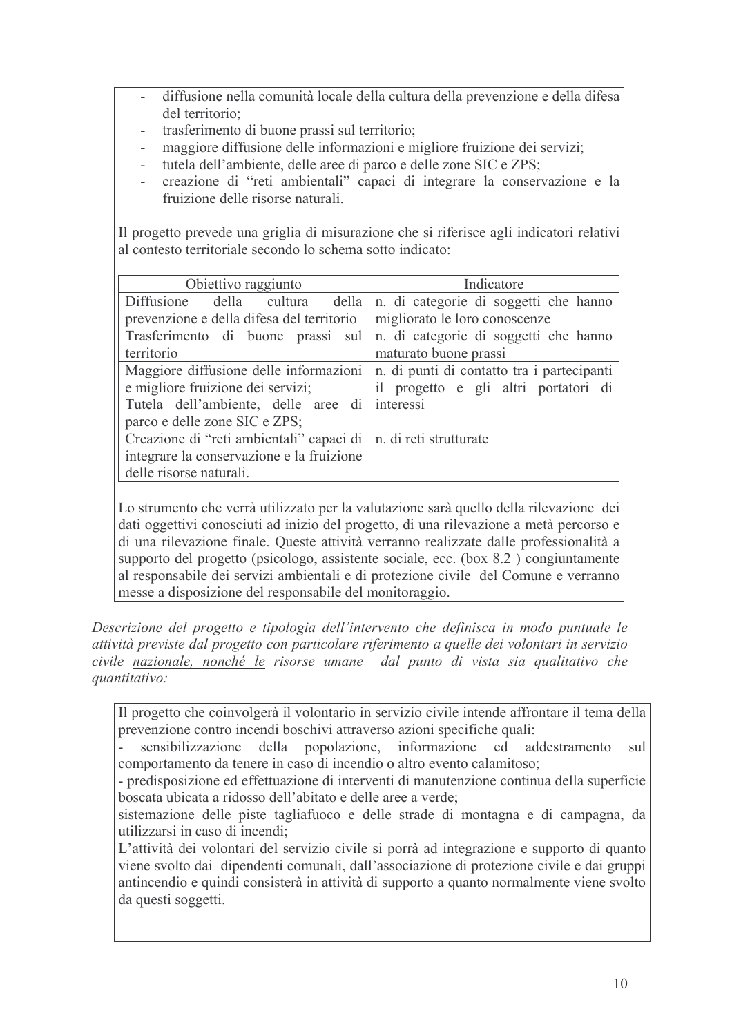- diffusione nella comunità locale della cultura della prevenzione e della difesa del territorio;
- trasferimento di buone prassi sul territorio;
- maggiore diffusione delle informazioni e migliore fruizione dei servizi;
- tutela dell'ambiente, delle aree di parco e delle zone SIC e ZPS;
- creazione di "reti ambientali" capaci di integrare la conservazione e la fruizione delle risorse naturali.

Il progetto prevede una griglia di misurazione che si riferisce agli indicatori relativi al contesto territoriale secondo lo schema sotto indicato:

| Obiettivo raggiunto | Indicatore |
|---|---|
| Diffusione della cultura della prevenzione e della difesa del territorio | n. di categorie di soggetti che hanno migliorato le loro conoscenze |
| Trasferimento di buone prassi sul territorio | n. di categorie di soggetti che hanno maturato buone prassi |
| Maggiore diffusione delle informazioni e migliore fruizione dei servizi; Tutela dell'ambiente, delle aree di parco e delle zone SIC e ZPS; | n. di punti di contatto tra i partecipanti il progetto e gli altri portatori di interessi |
| Creazione di "reti ambientali" capaci di integrare la conservazione e la fruizione delle risorse naturali. | n. di reti strutturate |

Lo strumento che verrà utilizzato per la valutazione sarà quello della rilevazione dei dati oggettivi conosciuti ad inizio del progetto, di una rilevazione a metà percorso e di una rilevazione finale. Queste attività verranno realizzate dalle professionalità a supporto del progetto (psicologo, assistente sociale, ecc. (box 8.2 ) congiuntamente al responsabile dei servizi ambientali e di protezione civile del Comune e verranno messe a disposizione del responsabile del monitoraggio.

*Descrizione del progetto e tipologia dell'intervento che definisca in modo puntuale le attività previste dal progetto con particolare riferimento a quelle dei volontari in servizio civile nazionale, nonché le risorse umane dal punto di vista sia qualitativo che quantitativo:*

Il progetto che coinvolgerà il volontario in servizio civile intende affrontare il tema della prevenzione contro incendi boschivi attraverso azioni specifiche quali:

- sensibilizzazione della popolazione, informazione ed addestramento sul comportamento da tenere in caso di incendio o altro evento calamitoso;
- predisposizione ed effettuazione di interventi di manutenzione continua della superficie boscata ubicata a ridosso dell'abitato e delle aree a verde;

sistemazione delle piste tagliafuoco e delle strade di montagna e di campagna, da utilizzarsi in caso di incendi;

L'attività dei volontari del servizio civile si porrà ad integrazione e supporto di quanto viene svolto dai dipendenti comunali, dall'associazione di protezione civile e dai gruppi antincendio e quindi consisterà in attività di supporto a quanto normalmente viene svolto da questi soggetti.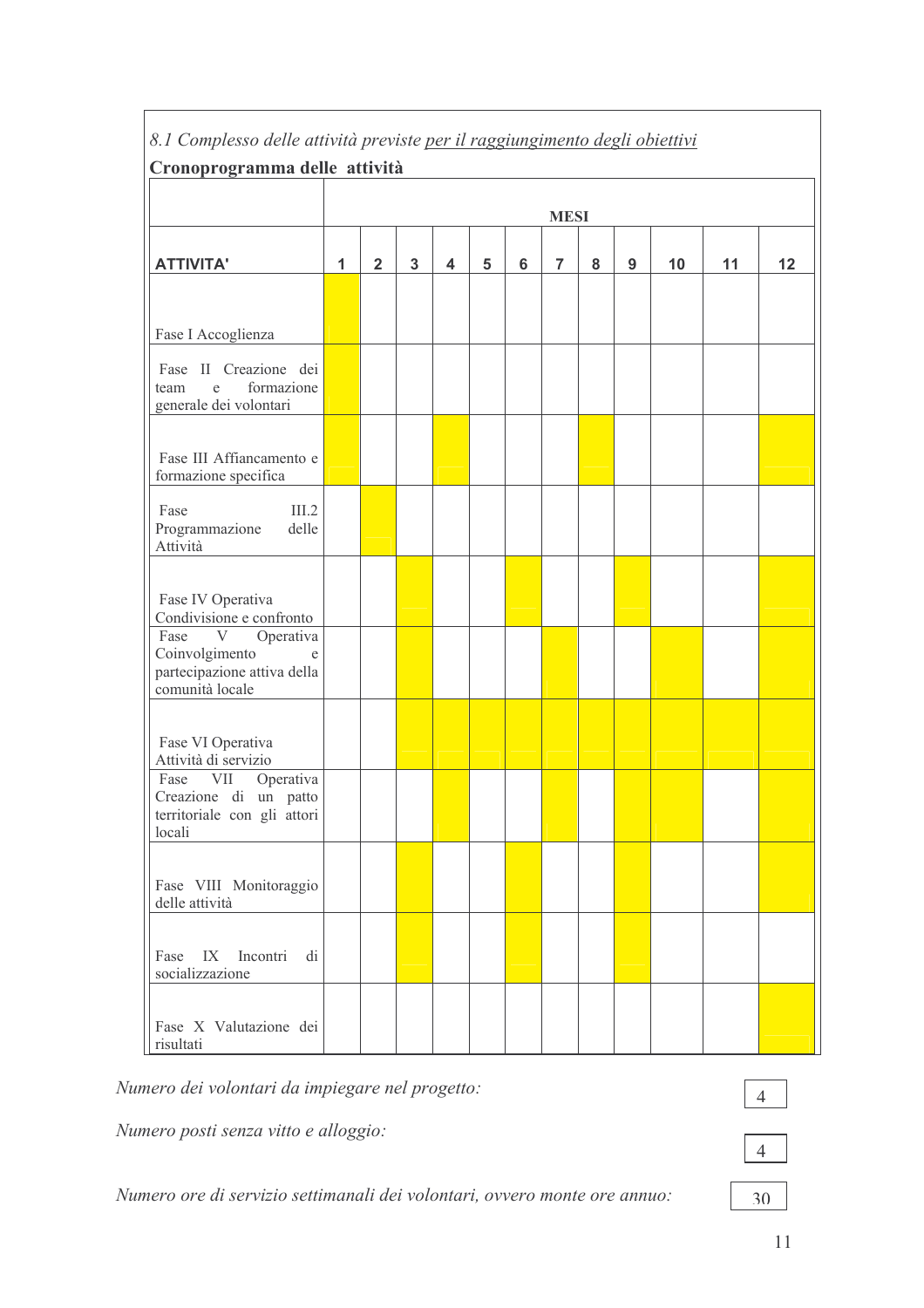*8.1 Complesso delle attività previste per il raggiungimento degli obiettivi*

**Cronoprogramma delle attività**

| | MESI | | | | | | | | | | | |
|---|---|---|---|---|---|---|---|---|---|---|---|---|
| **ATTIVITA'** | **1** | **2** | **3** | **4** | **5** | **6** | **7** | **8** | **9** | **10** | **11** | **12** |
| Fase I Accoglienza | X | | | | | | | | | | | |
| Fase II Creazione dei team e formazione generale dei volontari | X | | | | | | | | | | | |
| Fase III Affiancamento e formazione specifica | X | | | X | | | | X | | | | X |
| Fase III.2 Programmazione delle Attività | | X | | | | | | | | | | |
| Fase IV Operativa Condivisione e confronto | | | X | | | X | | | X | | | X |
| Fase V Operativa Coinvolgimento e partecipazione attiva della comunità locale | | | X | | | | X | | | X | | X |
| Fase VI Operativa Attività di servizio | | | X | X | X | X | X | X | X | X | X | X |
| Fase VII Operativa Creazione di un patto territoriale con gli attori locali | | | | X | | | X | | X | X | | X |
| Fase VIII Monitoraggio delle attività | | | X | | | X | | | X | | | X |
| Fase IX Incontri di socializzazione | | | X | | | X | | | X | | | |
| Fase X Valutazione dei risultati | | | | | | | | | | | | X |

*Numero dei volontari da impiegare nel progetto:* 4

*Numero posti senza vitto e alloggio:* 4

*Numero ore di servizio settimanali dei volontari, ovvero monte ore annuo:* 30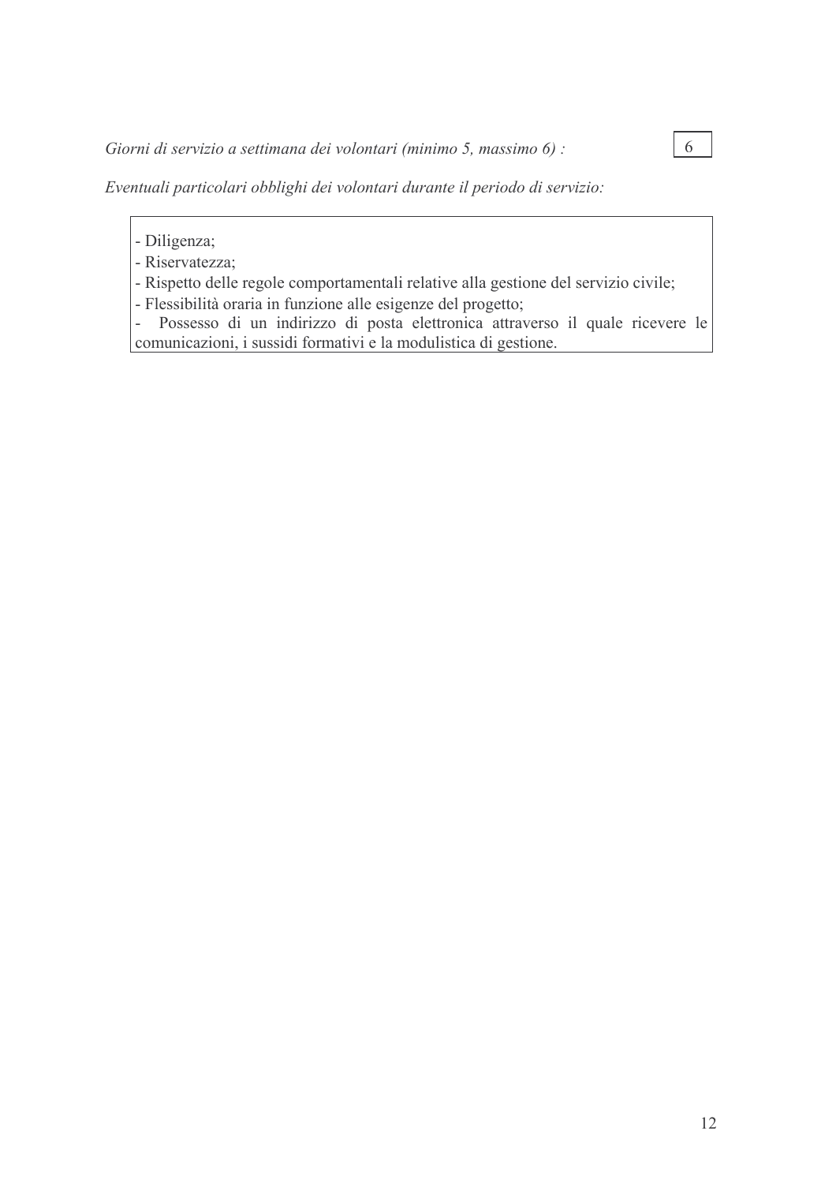*Giorni di servizio a settimana dei volontari (minimo 5, massimo 6) :* 6

*Eventuali particolari obblighi dei volontari durante il periodo di servizio:*

- Diligenza;
- Riservatezza;
- Rispetto delle regole comportamentali relative alla gestione del servizio civile;
- Flessibilità oraria in funzione alle esigenze del progetto;
- Possesso di un indirizzo di posta elettronica attraverso il quale ricevere le comunicazioni, i sussidi formativi e la modulistica di gestione.